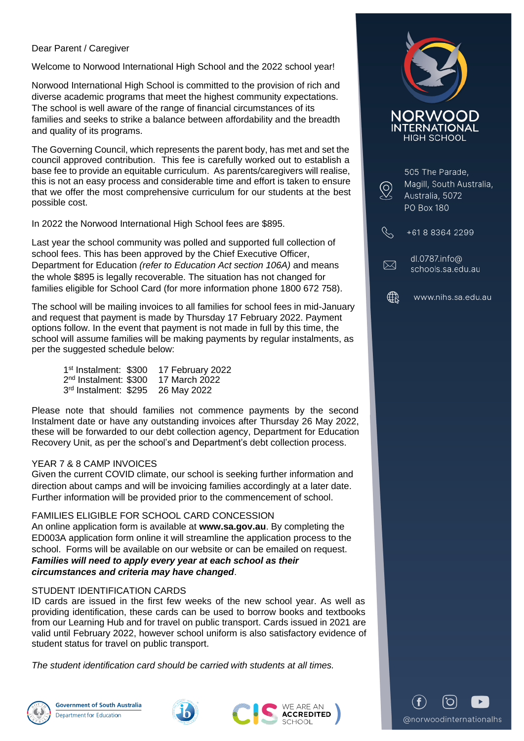Dear Parent / Caregiver

Welcome to Norwood International High School and the 2022 school year!

Norwood International High School is committed to the provision of rich and diverse academic programs that meet the highest community expectations. The school is well aware of the range of financial circumstances of its families and seeks to strike a balance between affordability and the breadth and quality of its programs.

The Governing Council, which represents the parent body, has met and set the council approved contribution. This fee is carefully worked out to establish a base fee to provide an equitable curriculum. As parents/caregivers will realise, this is not an easy process and considerable time and effort is taken to ensure that we offer the most comprehensive curriculum for our students at the best possible cost.

In 2022 the Norwood International High School fees are $895.

Last year the school community was polled and supported full collection of school fees. This has been approved by the Chief Executive Officer, Department for Education *(refer to Education Act section 106A)* and means the whole $895 is legally recoverable. The situation has not changed for families eligible for School Card (for more information phone 1800 672 758).

The school will be mailing invoices to all families for school fees in mid-January and request that payment is made by Thursday 17 February 2022. Payment options follow. In the event that payment is not made in full by this time, the school will assume families will be making payments by regular instalments, as per the suggested schedule below:

| | | |
|---|---|---|
| 1st Instalment: | $300 | 17 February 2022 |
| 2nd Instalment: | $300 | 17 March 2022 |
| 3rd Instalment: | $295 | 26 May 2022 |

Please note that should families not commence payments by the second Instalment date or have any outstanding invoices after Thursday 26 May 2022, these will be forwarded to our debt collection agency, Department for Education Recovery Unit, as per the school's and Department's debt collection process.

YEAR 7 & 8 CAMP INVOICES

Given the current COVID climate, our school is seeking further information and direction about camps and will be invoicing families accordingly at a later date. Further information will be provided prior to the commencement of school.

FAMILIES ELIGIBLE FOR SCHOOL CARD CONCESSION

An online application form is available at **www.sa.gov.au**. By completing the ED003A application form online it will streamline the application process to the school. Forms will be available on our website or can be emailed on request. ***Families will need to apply every year at each school as their circumstances and criteria may have changed***.

STUDENT IDENTIFICATION CARDS

ID cards are issued in the first few weeks of the new school year. As well as providing identification, these cards can be used to borrow books and textbooks from our Learning Hub and for travel on public transport. Cards issued in 2021 are valid until February 2022, however school uniform is also satisfactory evidence of student status for travel on public transport.

*The student identification card should be carried with students at all times.*

NORWOOD INTERNATIONAL HIGH SCHOOL

505 The Parade,
Magill, South Australia,
Australia, 5072
PO Box 180

+61 8 8364 2299

dl.0787.info@schools.sa.edu.au

www.nihs.sa.edu.au

@norwoodinternationalhs

Government of South Australia
Department for Education

WE ARE AN ACCREDITED SCHOOL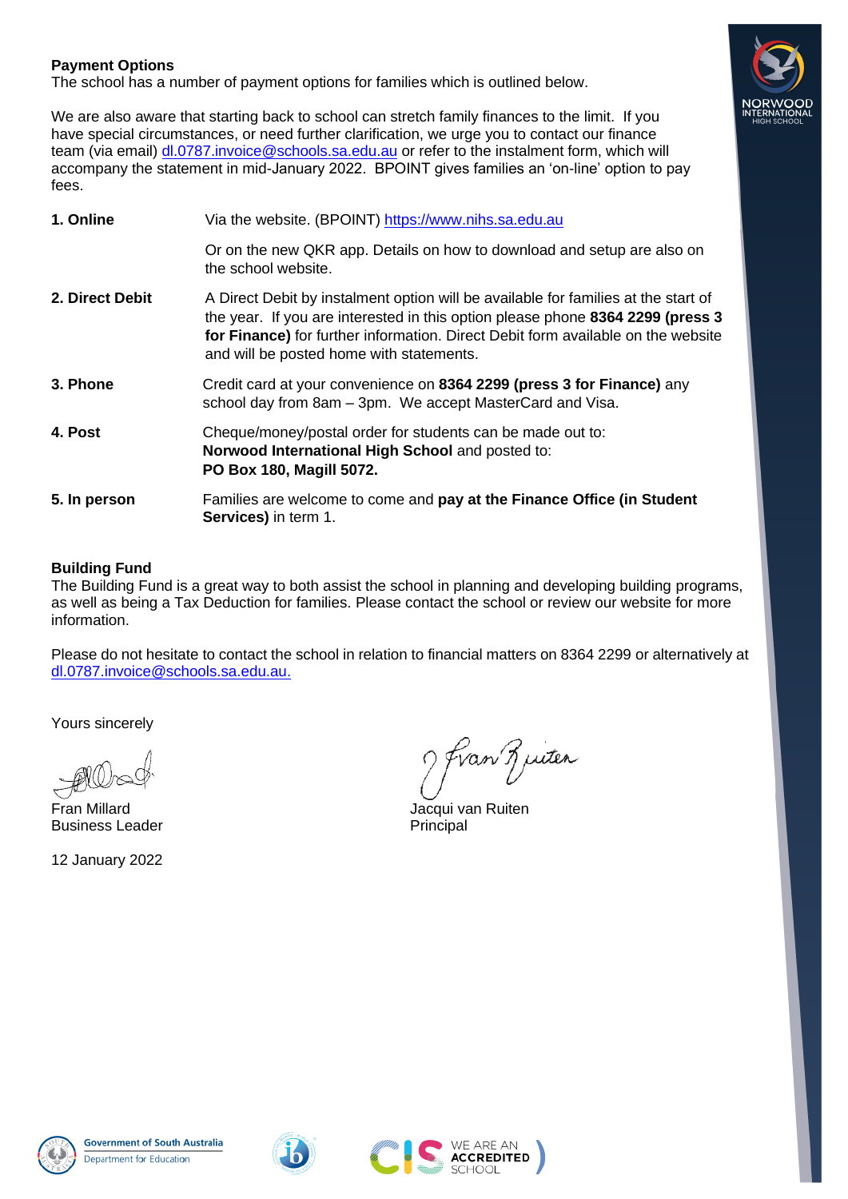**Payment Options**
The school has a number of payment options for families which is outlined below.

We are also aware that starting back to school can stretch family finances to the limit. If you have special circumstances, or need further clarification, we urge you to contact our finance team (via email) dl.0787.invoice@schools.sa.edu.au or refer to the instalment form, which will accompany the statement in mid-January 2022. BPOINT gives families an 'on-line' option to pay fees.

| | |
|---|---|
| **1. Online** | Via the website. (BPOINT) https://www.nihs.sa.edu.au<br><br>Or on the new QKR app. Details on how to download and setup are also on the school website. |
| **2. Direct Debit** | A Direct Debit by instalment option will be available for families at the start of the year. If you are interested in this option please phone **8364 2299 (press 3 for Finance)** for further information. Direct Debit form available on the website and will be posted home with statements. |
| **3. Phone** | Credit card at your convenience on **8364 2299 (press 3 for Finance)** any school day from 8am – 3pm. We accept MasterCard and Visa. |
| **4. Post** | Cheque/money/postal order for students can be made out to: **Norwood International High School** and posted to: **PO Box 180, Magill 5072.** |
| **5. In person** | Families are welcome to come and **pay at the Finance Office (in Student Services)** in term 1. |

**Building Fund**
The Building Fund is a great way to both assist the school in planning and developing building programs, as well as being a Tax Deduction for families. Please contact the school or review our website for more information.

Please do not hesitate to contact the school in relation to financial matters on 8364 2299 or alternatively at dl.0787.invoice@schools.sa.edu.au.

Yours sincerely

Fran Millard
Business Leader

Jacqui van Ruiten
Principal

12 January 2022